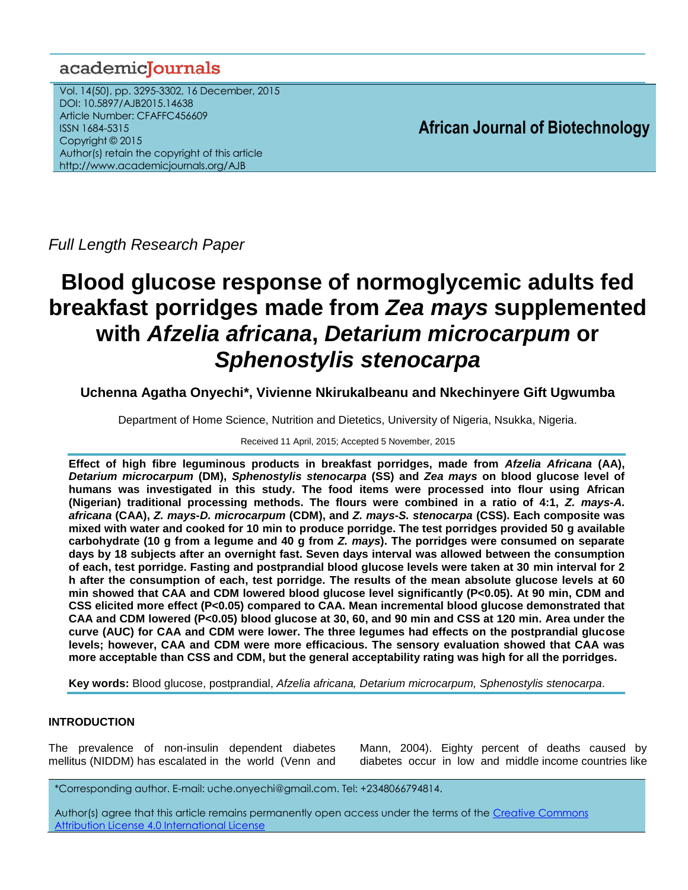Full Length Research Paper

# Blood glucose response of normoglycemic adults fed breakfast porridges made from *Zea mays* supplemented with *Afzelia africana*, *Detarium microcarpum* or *Sphenostylis stenocarpa*

**Uchenna Agatha Onyechi\*, Vivienne NkirukaIbeanu and Nkechinyere Gift Ugwumba**

Department of Home Science, Nutrition and Dietetics, University of Nigeria, Nsukka, Nigeria.

Received 11 April, 2015; Accepted 5 November, 2015

**Effect of high fibre leguminous products in breakfast porridges, made from *Afzelia Africana* (AA), *Detarium microcarpum* (DM), *Sphenostylis stenocarpa* (SS) and *Zea mays* on blood glucose level of humans was investigated in this study. The food items were processed into flour using African (Nigerian) traditional processing methods. The flours were combined in a ratio of 4:1, *Z. mays-A. africana* (CAA), *Z. mays-D. microcarpum* (CDM), and *Z. mays-S. stenocarpa* (CSS). Each composite was mixed with water and cooked for 10 min to produce porridge. The test porridges provided 50 g available carbohydrate (10 g from a legume and 40 g from *Z. mays*). The porridges were consumed on separate days by 18 subjects after an overnight fast. Seven days interval was allowed between the consumption of each, test porridge. Fasting and postprandial blood glucose levels were taken at 30 min interval for 2 h after the consumption of each, test porridge. The results of the mean absolute glucose levels at 60 min showed that CAA and CDM lowered blood glucose level significantly (P<0.05). At 90 min, CDM and CSS elicited more effect (P<0.05) compared to CAA. Mean incremental blood glucose demonstrated that CAA and CDM lowered (P<0.05) blood glucose at 30, 60, and 90 min and CSS at 120 min. Area under the curve (AUC) for CAA and CDM were lower. The three legumes had effects on the postprandial glucose levels; however, CAA and CDM were more efficacious. The sensory evaluation showed that CAA was more acceptable than CSS and CDM, but the general acceptability rating was high for all the porridges.**

**Key words:** Blood glucose, postprandial, *Afzelia africana, Detarium microcarpum, Sphenostylis stenocarpa*.

## INTRODUCTION

The prevalence of non-insulin dependent diabetes mellitus (NIDDM) has escalated in the world (Venn and Mann, 2004). Eighty percent of deaths caused by diabetes occur in low and middle income countries like

\*Corresponding author. E-mail: uche.onyechi@gmail.com. Tel: +2348066794814.

Author(s) agree that this article remains permanently open access under the terms of the Creative Commons Attribution License 4.0 International License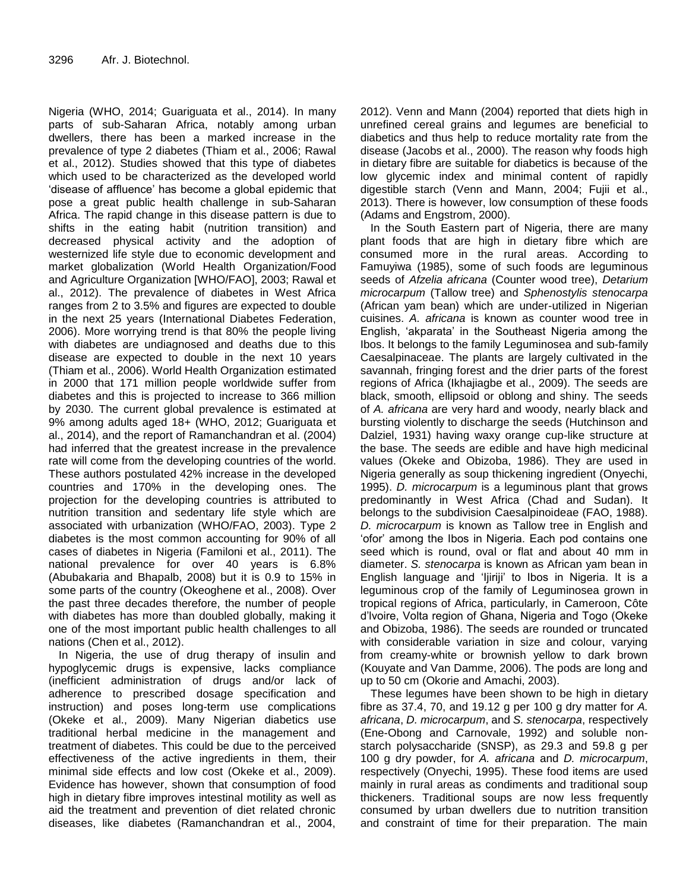Nigeria (WHO, 2014; Guariguata et al., 2014). In many parts of sub-Saharan Africa, notably among urban dwellers, there has been a marked increase in the prevalence of type 2 diabetes (Thiam et al., 2006; Rawal et al., 2012). Studies showed that this type of diabetes which used to be characterized as the developed world 'disease of affluence' has become a global epidemic that pose a great public health challenge in sub-Saharan Africa. The rapid change in this disease pattern is due to shifts in the eating habit (nutrition transition) and decreased physical activity and the adoption of westernized life style due to economic development and market globalization (World Health Organization/Food and Agriculture Organization [WHO/FAO], 2003; Rawal et al., 2012). The prevalence of diabetes in West Africa ranges from 2 to 3.5% and figures are expected to double in the next 25 years (International Diabetes Federation, 2006). More worrying trend is that 80% the people living with diabetes are undiagnosed and deaths due to this disease are expected to double in the next 10 years (Thiam et al., 2006). World Health Organization estimated in 2000 that 171 million people worldwide suffer from diabetes and this is projected to increase to 366 million by 2030. The current global prevalence is estimated at 9% among adults aged 18+ (WHO, 2012; Guariguata et al., 2014), and the report of Ramanchandran et al. (2004) had inferred that the greatest increase in the prevalence rate will come from the developing countries of the world. These authors postulated 42% increase in the developed countries and 170% in the developing ones. The projection for the developing countries is attributed to nutrition transition and sedentary life style which are associated with urbanization (WHO/FAO, 2003). Type 2 diabetes is the most common accounting for 90% of all cases of diabetes in Nigeria (Familoni et al., 2011). The national prevalence for over 40 years is 6.8% (Abubakaria and Bhapalb, 2008) but it is 0.9 to 15% in some parts of the country (Okeoghene et al., 2008). Over the past three decades therefore, the number of people with diabetes has more than doubled globally, making it one of the most important public health challenges to all nations (Chen et al., 2012).

In Nigeria, the use of drug therapy of insulin and hypoglycemic drugs is expensive, lacks compliance (inefficient administration of drugs and/or lack of adherence to prescribed dosage specification and instruction) and poses long-term use complications (Okeke et al., 2009). Many Nigerian diabetics use traditional herbal medicine in the management and treatment of diabetes. This could be due to the perceived effectiveness of the active ingredients in them, their minimal side effects and low cost (Okeke et al., 2009). Evidence has however, shown that consumption of food high in dietary fibre improves intestinal motility as well as aid the treatment and prevention of diet related chronic diseases, like diabetes (Ramanchandran et al., 2004, 2012). Venn and Mann (2004) reported that diets high in unrefined cereal grains and legumes are beneficial to diabetics and thus help to reduce mortality rate from the disease (Jacobs et al., 2000). The reason why foods high in dietary fibre are suitable for diabetics is because of the low glycemic index and minimal content of rapidly digestible starch (Venn and Mann, 2004; Fujii et al., 2013). There is however, low consumption of these foods (Adams and Engstrom, 2000).

In the South Eastern part of Nigeria, there are many plant foods that are high in dietary fibre which are consumed more in the rural areas. According to Famuyiwa (1985), some of such foods are leguminous seeds of *Afzelia africana* (Counter wood tree), *Detarium microcarpum* (Tallow tree) and *Sphenostylis stenocarpa* (African yam bean) which are under-utilized in Nigerian cuisines. *A. africana* is known as counter wood tree in English, 'akparata' in the Southeast Nigeria among the Ibos. It belongs to the family Leguminosea and sub-family Caesalpinaceae. The plants are largely cultivated in the savannah, fringing forest and the drier parts of the forest regions of Africa (Ikhajiagbe et al., 2009). The seeds are black, smooth, ellipsoid or oblong and shiny. The seeds of *A. africana* are very hard and woody, nearly black and bursting violently to discharge the seeds (Hutchinson and Dalziel, 1931) having waxy orange cup-like structure at the base. The seeds are edible and have high medicinal values (Okeke and Obizoba, 1986). They are used in Nigeria generally as soup thickening ingredient (Onyechi, 1995). *D. microcarpum* is a leguminous plant that grows predominantly in West Africa (Chad and Sudan). It belongs to the subdivision Caesalpinoideae (FAO, 1988). *D. microcarpum* is known as Tallow tree in English and 'ofor' among the Ibos in Nigeria. Each pod contains one seed which is round, oval or flat and about 40 mm in diameter. *S. stenocarpa* is known as African yam bean in English language and 'Ijiriji' to Ibos in Nigeria. It is a leguminous crop of the family of Leguminosea grown in tropical regions of Africa, particularly, in Cameroon, Côte d'Ivoire, Volta region of Ghana, Nigeria and Togo (Okeke and Obizoba, 1986). The seeds are rounded or truncated with considerable variation in size and colour, varying from creamy-white or brownish yellow to dark brown (Kouyate and Van Damme, 2006). The pods are long and up to 50 cm (Okorie and Amachi, 2003).

These legumes have been shown to be high in dietary fibre as 37.4, 70, and 19.12 g per 100 g dry matter for *A. africana*, *D. microcarpum*, and *S. stenocarpa*, respectively (Ene-Obong and Carnovale, 1992) and soluble non-starch polysaccharide (SNSP), as 29.3 and 59.8 g per 100 g dry powder, for *A. africana* and *D. microcarpum*, respectively (Onyechi, 1995). These food items are used mainly in rural areas as condiments and traditional soup thickeners. Traditional soups are now less frequently consumed by urban dwellers due to nutrition transition and constraint of time for their preparation. The main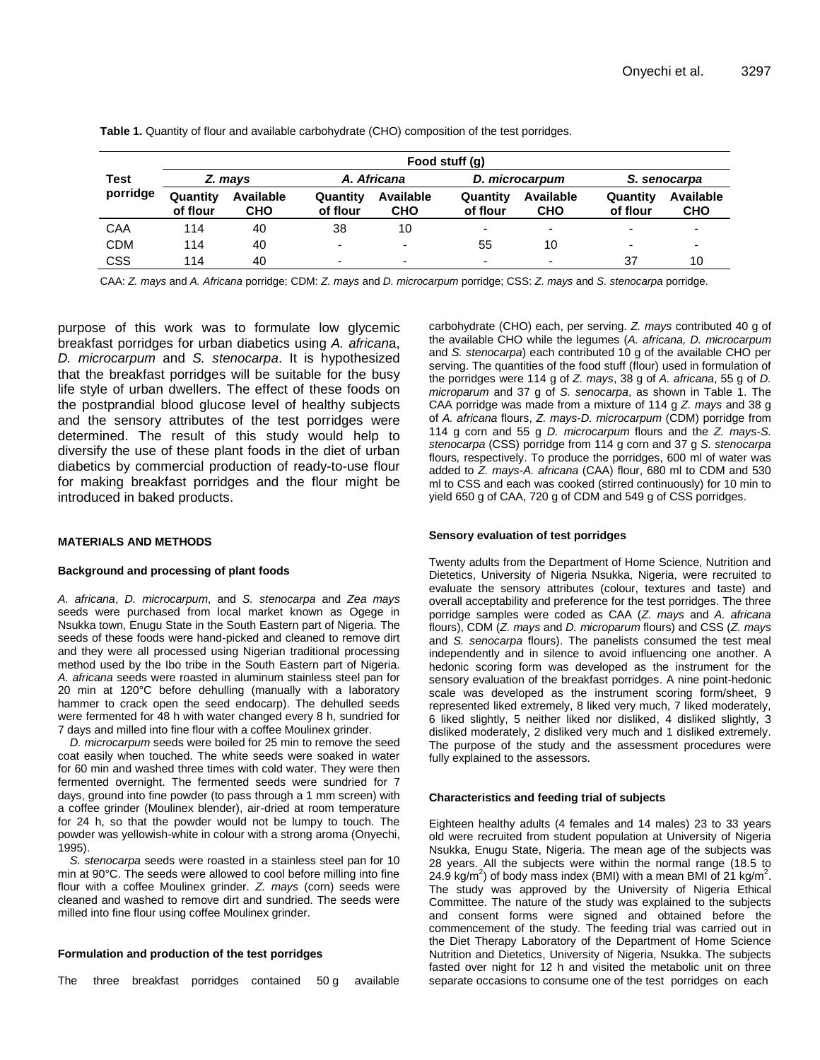**Table 1.** Quantity of flour and available carbohydrate (CHO) composition of the test porridges.

| Test porridge | Food stuff (g) | | | | | | | |
|---|---|---|---|---|---|---|---|---|
| | *Z. mays* | | *A. Africana* | | *D. microcarpum* | | *S. senocarpa* | |
| | Quantity of flour | Available CHO | Quantity of flour | Available CHO | Quantity of flour | Available CHO | Quantity of flour | Available CHO |
| CAA | 114 | 40 | 38 | 10 | - | - | - | - |
| CDM | 114 | 40 | - | - | 55 | 10 | - | - |
| CSS | 114 | 40 | - | - | - | - | 37 | 10 |

CAA: *Z. mays* and *A. Africana* porridge; CDM: *Z. mays* and *D. microcarpum* porridge; CSS: *Z. mays* and *S. stenocarpa* porridge.

purpose of this work was to formulate low glycemic breakfast porridges for urban diabetics using *A. african*a, *D. microcarpum* and *S. stenocarpa*. It is hypothesized that the breakfast porridges will be suitable for the busy life style of urban dwellers. The effect of these foods on the postprandial blood glucose level of healthy subjects and the sensory attributes of the test porridges were determined. The result of this study would help to diversify the use of these plant foods in the diet of urban diabetics by commercial production of ready-to-use flour for making breakfast porridges and the flour might be introduced in baked products.

## MATERIALS AND METHODS

### Background and processing of plant foods

*A. africana*, *D. microcarpum*, and *S. stenocarpa* and *Zea mays* seeds were purchased from local market known as Ogege in Nsukka town, Enugu State in the South Eastern part of Nigeria. The seeds of these foods were hand-picked and cleaned to remove dirt and they were all processed using Nigerian traditional processing method used by the Ibo tribe in the South Eastern part of Nigeria. *A. africana* seeds were roasted in aluminum stainless steel pan for 20 min at 120°C before dehulling (manually with a laboratory hammer to crack open the seed endocarp). The dehulled seeds were fermented for 48 h with water changed every 8 h, sundried for 7 days and milled into fine flour with a coffee Moulinex grinder.

*D. microcarpum* seeds were boiled for 25 min to remove the seed coat easily when touched. The white seeds were soaked in water for 60 min and washed three times with cold water. They were then fermented overnight. The fermented seeds were sundried for 7 days, ground into fine powder (to pass through a 1 mm screen) with a coffee grinder (Moulinex blender), air-dried at room temperature for 24 h, so that the powder would not be lumpy to touch. The powder was yellowish-white in colour with a strong aroma (Onyechi, 1995).

*S. stenocarpa* seeds were roasted in a stainless steel pan for 10 min at 90°C. The seeds were allowed to cool before milling into fine flour with a coffee Moulinex grinder. *Z. mays* (corn) seeds were cleaned and washed to remove dirt and sundried. The seeds were milled into fine flour using coffee Moulinex grinder.

### Formulation and production of the test porridges

The three breakfast porridges contained 50 g available carbohydrate (CHO) each, per serving. *Z. mays* contributed 40 g of the available CHO while the legumes (*A. africana, D. microcarpum* and *S. stenocarpa*) each contributed 10 g of the available CHO per serving. The quantities of the food stuff (flour) used in formulation of the porridges were 114 g of *Z. mays*, 38 g of *A. africana*, 55 g of *D. microparum* and 37 g of *S. senocarpa*, as shown in Table 1. The CAA porridge was made from a mixture of 114 g *Z. mays* and 38 g of *A. africana* flours, *Z. mays-D. microcarpum* (CDM) porridge from 114 g corn and 55 g *D. microcarpum* flours and the *Z. mays-S. stenocarpa* (CSS) porridge from 114 g corn and 37 g *S. stenocarpa* flours*,* respectively. To produce the porridges, 600 ml of water was added to *Z. mays-A. africana* (CAA) flour, 680 ml to CDM and 530 ml to CSS and each was cooked (stirred continuously) for 10 min to yield 650 g of CAA, 720 g of CDM and 549 g of CSS porridges.

### Sensory evaluation of test porridges

Twenty adults from the Department of Home Science, Nutrition and Dietetics, University of Nigeria Nsukka, Nigeria, were recruited to evaluate the sensory attributes (colour, textures and taste) and overall acceptability and preference for the test porridges. The three porridge samples were coded as CAA (*Z. mays* and *A. africana* flours), CDM (*Z. mays* and *D. microparum* flours) and CSS (*Z. mays* and *S. senocarpa* flours). The panelists consumed the test meal independently and in silence to avoid influencing one another. A hedonic scoring form was developed as the instrument for the sensory evaluation of the breakfast porridges. A nine point-hedonic scale was developed as the instrument scoring form/sheet, 9 represented liked extremely, 8 liked very much, 7 liked moderately, 6 liked slightly, 5 neither liked nor disliked, 4 disliked slightly, 3 disliked moderately, 2 disliked very much and 1 disliked extremely. The purpose of the study and the assessment procedures were fully explained to the assessors.

### Characteristics and feeding trial of subjects

Eighteen healthy adults (4 females and 14 males) 23 to 33 years old were recruited from student population at University of Nigeria Nsukka, Enugu State, Nigeria. The mean age of the subjects was 28 years. All the subjects were within the normal range (18.5 to 24.9 kg/m$^2$) of body mass index (BMI) with a mean BMI of 21 kg/m$^2$. The study was approved by the University of Nigeria Ethical Committee. The nature of the study was explained to the subjects and consent forms were signed and obtained before the commencement of the study. The feeding trial was carried out in the Diet Therapy Laboratory of the Department of Home Science Nutrition and Dietetics, University of Nigeria, Nsukka. The subjects fasted over night for 12 h and visited the metabolic unit on three separate occasions to consume one of the test porridges on each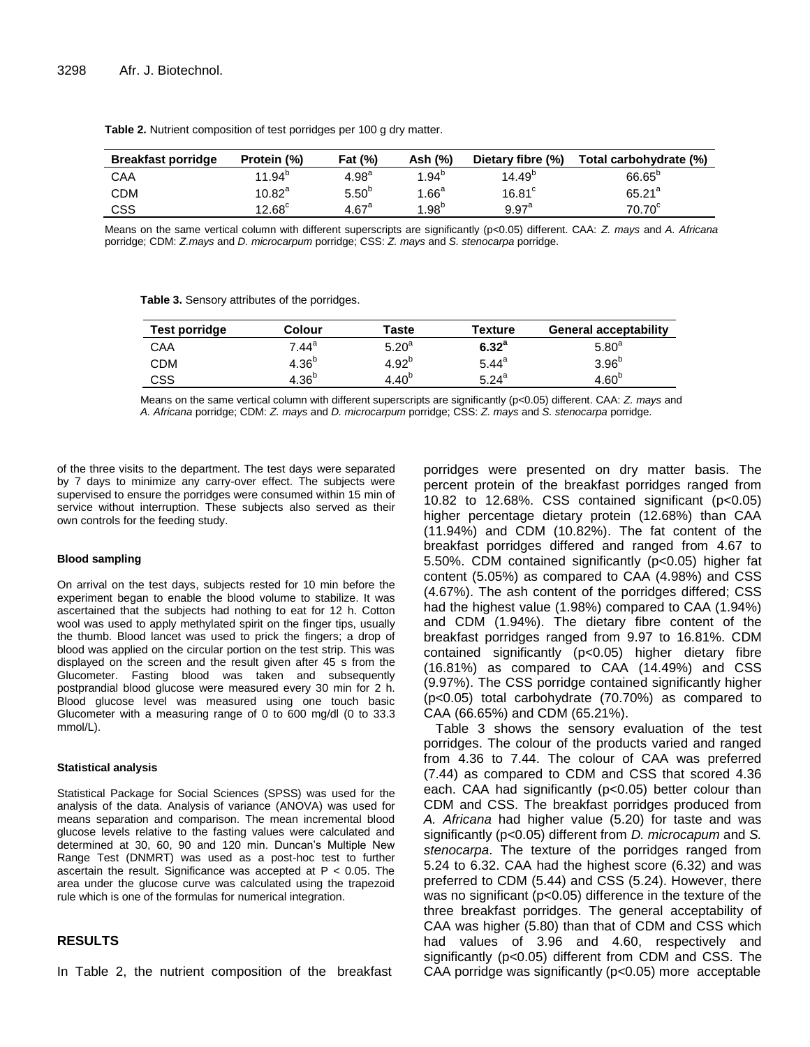**Table 2.** Nutrient composition of test porridges per 100 g dry matter.

| Breakfast porridge | Protein (%) | Fat (%) | Ash (%) | Dietary fibre (%) | Total carbohydrate (%) |
|---|---|---|---|---|---|
| CAA | 11.94[b] | 4.98[a] | 1.94[b] | 14.49[b] | 66.65[b] |
| CDM | 10.82[a] | 5.50[b] | 1.66[a] | 16.81[c] | 65.21[a] |
| CSS | 12.68[c] | 4.67[a] | 1.98[b] | 9.97[a] | 70.70[c] |

Means on the same vertical column with different superscripts are significantly (p<0.05) different. CAA: *Z. mays* and *A. Africana* porridge; CDM: *Z.mays* and *D. microcarpum* porridge; CSS: *Z. mays* and *S. stenocarpa* porridge.

**Table 3.** Sensory attributes of the porridges.

| Test porridge | Colour | Taste | Texture | General acceptability |
|---|---|---|---|---|
| CAA | 7.44[a] | 5.20[a] | **6.32[a]** | 5.80[a] |
| CDM | 4.36[b] | 4.92[b] | 5.44[a] | 3.96[b] |
| CSS | 4.36[b] | 4.40[b] | 5.24[a] | 4.60[b] |

Means on the same vertical column with different superscripts are significantly (p<0.05) different. CAA: *Z. mays* and *A. Africana* porridge; CDM: *Z. mays* and *D. microcarpum* porridge; CSS: *Z. mays* and *S. stenocarpa* porridge.

of the three visits to the department. The test days were separated by 7 days to minimize any carry-over effect. The subjects were supervised to ensure the porridges were consumed within 15 min of service without interruption. These subjects also served as their own controls for the feeding study.

#### Blood sampling

On arrival on the test days, subjects rested for 10 min before the experiment began to enable the blood volume to stabilize. It was ascertained that the subjects had nothing to eat for 12 h. Cotton wool was used to apply methylated spirit on the finger tips, usually the thumb. Blood lancet was used to prick the fingers; a drop of blood was applied on the circular portion on the test strip. This was displayed on the screen and the result given after 45 s from the Glucometer. Fasting blood was taken and subsequently postprandial blood glucose were measured every 30 min for 2 h. Blood glucose level was measured using one touch basic Glucometer with a measuring range of 0 to 600 mg/dl (0 to 33.3 mmol/L).

#### Statistical analysis

Statistical Package for Social Sciences (SPSS) was used for the analysis of the data. Analysis of variance (ANOVA) was used for means separation and comparison. The mean incremental blood glucose levels relative to the fasting values were calculated and determined at 30, 60, 90 and 120 min. Duncan's Multiple New Range Test (DNMRT) was used as a post-hoc test to further ascertain the result. Significance was accepted at $P < 0.05$. The area under the glucose curve was calculated using the trapezoid rule which is one of the formulas for numerical integration.

## RESULTS

In Table 2, the nutrient composition of the breakfast porridges were presented on dry matter basis. The percent protein of the breakfast porridges ranged from 10.82 to 12.68%. CSS contained significant (p<0.05) higher percentage dietary protein (12.68%) than CAA (11.94%) and CDM (10.82%). The fat content of the breakfast porridges differed and ranged from 4.67 to 5.50%. CDM contained significantly (p<0.05) higher fat content (5.05%) as compared to CAA (4.98%) and CSS (4.67%). The ash content of the porridges differed; CSS had the highest value (1.98%) compared to CAA (1.94%) and CDM (1.94%). The dietary fibre content of the breakfast porridges ranged from 9.97 to 16.81%. CDM contained significantly (p<0.05) higher dietary fibre (16.81%) as compared to CAA (14.49%) and CSS (9.97%). The CSS porridge contained significantly higher (p<0.05) total carbohydrate (70.70%) as compared to CAA (66.65%) and CDM (65.21%).

Table 3 shows the sensory evaluation of the test porridges. The colour of the products varied and ranged from 4.36 to 7.44. The colour of CAA was preferred (7.44) as compared to CDM and CSS that scored 4.36 each. CAA had significantly (p<0.05) better colour than CDM and CSS. The breakfast porridges produced from *A. Africana* had higher value (5.20) for taste and was significantly (p<0.05) different from *D. microcapum* and *S. stenocarpa*. The texture of the porridges ranged from 5.24 to 6.32. CAA had the highest score (6.32) and was preferred to CDM (5.44) and CSS (5.24). However, there was no significant (p<0.05) difference in the texture of the three breakfast porridges. The general acceptability of CAA was higher (5.80) than that of CDM and CSS which had values of 3.96 and 4.60, respectively and significantly (p<0.05) different from CDM and CSS. The CAA porridge was significantly (p<0.05) more acceptable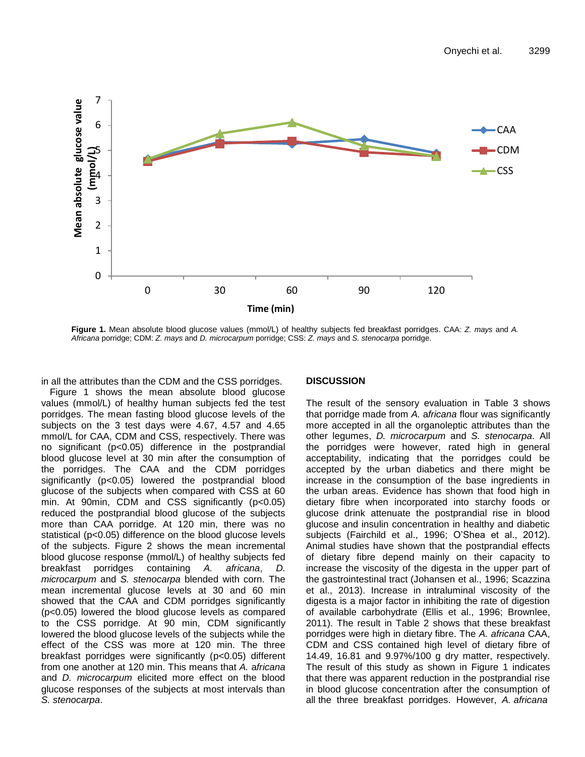**Figure 1.** Mean absolute blood glucose values (mmol/L) of healthy subjects fed breakfast porridges. CAA: *Z. mays* and *A. Africana* porridge; CDM: *Z. mays* and *D. microcarpum* porridge; CSS: *Z. mays* and *S. stenocarpa* porridge.

in all the attributes than the CDM and the CSS porridges.

Figure 1 shows the mean absolute blood glucose values (mmol/L) of healthy human subjects fed the test porridges. The mean fasting blood glucose levels of the subjects on the 3 test days were 4.67, 4.57 and 4.65 mmol/L for CAA, CDM and CSS, respectively. There was no significant ($p<0.05$) difference in the postprandial blood glucose level at 30 min after the consumption of the porridges. The CAA and the CDM porridges significantly ($p<0.05$) lowered the postprandial blood glucose of the subjects when compared with CSS at 60 min. At 90min, CDM and CSS significantly ($p<0.05$) reduced the postprandial blood glucose of the subjects more than CAA porridge. At 120 min, there was no statistical ($p<0.05$) difference on the blood glucose levels of the subjects. Figure 2 shows the mean incremental blood glucose response (mmol/L) of healthy subjects fed breakfast porridges containing *A. africana*, *D. microcarpum* and *S. stenocarpa* blended with corn. The mean incremental glucose levels at 30 and 60 min showed that the CAA and CDM porridges significantly ($p<0.05$) lowered the blood glucose levels as compared to the CSS porridge. At 90 min, CDM significantly lowered the blood glucose levels of the subjects while the effect of the CSS was more at 120 min. The three breakfast porridges were significantly ($p<0.05$) different from one another at 120 min. This means that *A. africana* and *D. microcarpum* elicited more effect on the blood glucose responses of the subjects at most intervals than *S. stenocarpa*.

## DISCUSSION

The result of the sensory evaluation in Table 3 shows that porridge made from *A. africana* flour was significantly more accepted in all the organoleptic attributes than the other legumes, *D. microcarpum* and *S. stenocarpa*. All the porridges were however, rated high in general acceptability, indicating that the porridges could be accepted by the urban diabetics and there might be increase in the consumption of the base ingredients in the urban areas. Evidence has shown that food high in dietary fibre when incorporated into starchy foods or glucose drink attenuate the postprandial rise in blood glucose and insulin concentration in healthy and diabetic subjects (Fairchild et al., 1996; O'Shea et al., 2012). Animal studies have shown that the postprandial effects of dietary fibre depend mainly on their capacity to increase the viscosity of the digesta in the upper part of the gastrointestinal tract (Johansen et al., 1996; Scazzina et al., 2013). Increase in intraluminal viscosity of the digesta is a major factor in inhibiting the rate of digestion of available carbohydrate (Ellis et al., 1996; Brownlee, 2011). The result in Table 2 shows that these breakfast porridges were high in dietary fibre. The *A. africana* CAA, CDM and CSS contained high level of dietary fibre of 14.49, 16.81 and 9.97%/100 g dry matter, respectively. The result of this study as shown in Figure 1 indicates that there was apparent reduction in the postprandial rise in blood glucose concentration after the consumption of all the three breakfast porridges. However, *A. africana*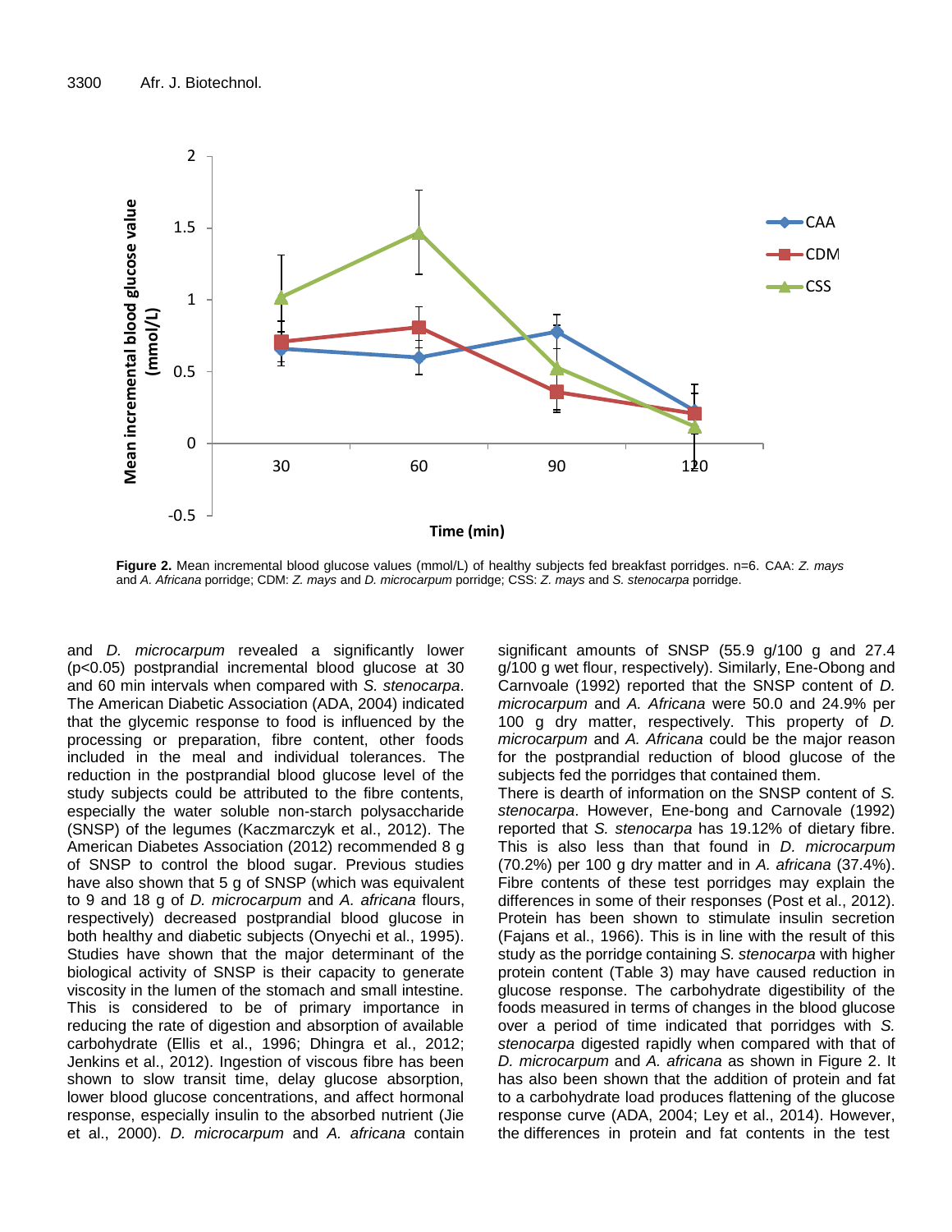**Figure 2.** Mean incremental blood glucose values (mmol/L) of healthy subjects fed breakfast porridges. n=6. CAA: *Z. mays* and *A. Africana* porridge; CDM: *Z. mays* and *D. microcarpum* porridge; CSS: *Z. mays* and *S. stenocarpa* porridge.

and *D. microcarpum* revealed a significantly lower ($p<0.05$) postprandial incremental blood glucose at 30 and 60 min intervals when compared with *S. stenocarpa*. The American Diabetic Association (ADA, 2004) indicated that the glycemic response to food is influenced by the processing or preparation, fibre content, other foods included in the meal and individual tolerances. The reduction in the postprandial blood glucose level of the study subjects could be attributed to the fibre contents, especially the water soluble non-starch polysaccharide (SNSP) of the legumes (Kaczmarczyk et al., 2012). The American Diabetes Association (2012) recommended 8 g of SNSP to control the blood sugar. Previous studies have also shown that 5 g of SNSP (which was equivalent to 9 and 18 g of *D. microcarpum* and *A. africana* flours, respectively) decreased postprandial blood glucose in both healthy and diabetic subjects (Onyechi et al., 1995). Studies have shown that the major determinant of the biological activity of SNSP is their capacity to generate viscosity in the lumen of the stomach and small intestine. This is considered to be of primary importance in reducing the rate of digestion and absorption of available carbohydrate (Ellis et al., 1996; Dhingra et al., 2012; Jenkins et al., 2012). Ingestion of viscous fibre has been shown to slow transit time, delay glucose absorption, lower blood glucose concentrations, and affect hormonal response, especially insulin to the absorbed nutrient (Jie et al., 2000). *D. microcarpum* and *A. africana* contain significant amounts of SNSP (55.9 g/100 g and 27.4 g/100 g wet flour, respectively). Similarly, Ene-Obong and Carnvoale (1992) reported that the SNSP content of *D. microcarpum* and *A. Africana* were 50.0 and 24.9% per 100 g dry matter, respectively. This property of *D. microcarpum* and *A. Africana* could be the major reason for the postprandial reduction of blood glucose of the subjects fed the porridges that contained them.

There is dearth of information on the SNSP content of *S. stenocarpa*. However, Ene-bong and Carnovale (1992) reported that *S. stenocarpa* has 19.12% of dietary fibre. This is also less than that found in *D. microcarpum* (70.2%) per 100 g dry matter and in *A. africana* (37.4%). Fibre contents of these test porridges may explain the differences in some of their responses (Post et al., 2012). Protein has been shown to stimulate insulin secretion (Fajans et al., 1966). This is in line with the result of this study as the porridge containing *S. stenocarpa* with higher protein content (Table 3) may have caused reduction in glucose response. The carbohydrate digestibility of the foods measured in terms of changes in the blood glucose over a period of time indicated that porridges with *S. stenocarpa* digested rapidly when compared with that of *D. microcarpum* and *A. africana* as shown in Figure 2. It has also been shown that the addition of protein and fat to a carbohydrate load produces flattening of the glucose response curve (ADA, 2004; Ley et al., 2014). However, the differences in protein and fat contents in the test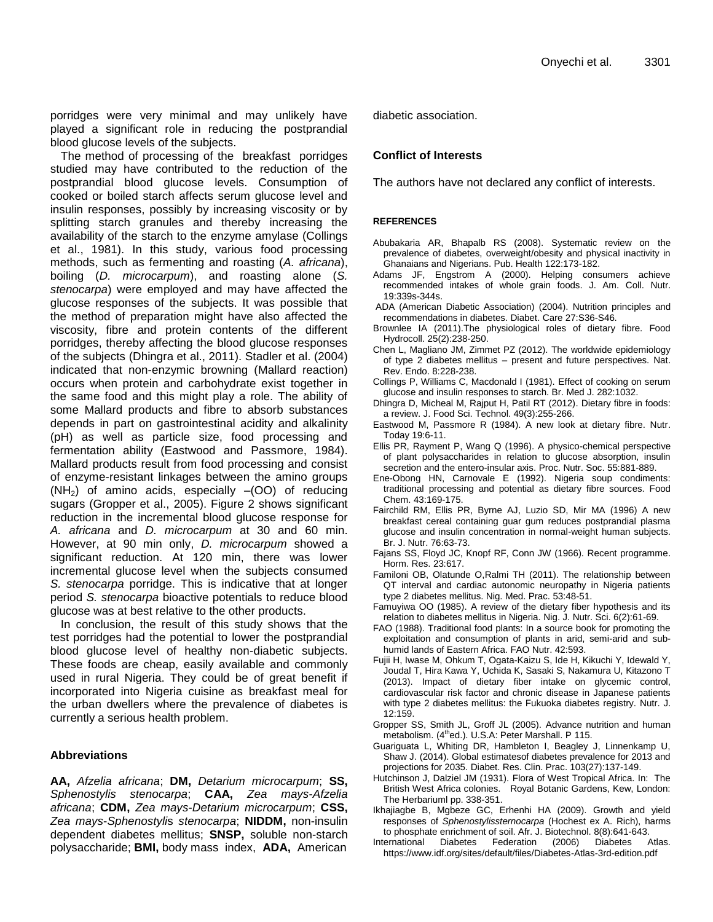porridges were very minimal and may unlikely have played a significant role in reducing the postprandial blood glucose levels of the subjects.

The method of processing of the breakfast porridges studied may have contributed to the reduction of the postprandial blood glucose levels. Consumption of cooked or boiled starch affects serum glucose level and insulin responses, possibly by increasing viscosity or by splitting starch granules and thereby increasing the availability of the starch to the enzyme amylase (Collings et al., 1981). In this study, various food processing methods, such as fermenting and roasting (*A. africana*), boiling (*D. microcarpum*), and roasting alone (*S. stenocarpa*) were employed and may have affected the glucose responses of the subjects. It was possible that the method of preparation might have also affected the viscosity, fibre and protein contents of the different porridges, thereby affecting the blood glucose responses of the subjects (Dhingra et al., 2011). Stadler et al. (2004) indicated that non-enzymic browning (Mallard reaction) occurs when protein and carbohydrate exist together in the same food and this might play a role. The ability of some Mallard products and fibre to absorb substances depends in part on gastrointestinal acidity and alkalinity (pH) as well as particle size, food processing and fermentation ability (Eastwood and Passmore, 1984). Mallard products result from food processing and consist of enzyme-resistant linkages between the amino groups ($NH_2$) of amino acids, especially –(OO) of reducing sugars (Gropper et al., 2005). Figure 2 shows significant reduction in the incremental blood glucose response for *A. africana* and *D. microcarpum* at 30 and 60 min. However, at 90 min only, *D. microcarpum* showed a significant reduction. At 120 min, there was lower incremental glucose level when the subjects consumed *S. stenocarpa* porridge. This is indicative that at longer period *S. stenocarpa* bioactive potentials to reduce blood glucose was at best relative to the other products.

In conclusion, the result of this study shows that the test porridges had the potential to lower the postprandial blood glucose level of healthy non-diabetic subjects. These foods are cheap, easily available and commonly used in rural Nigeria. They could be of great benefit if incorporated into Nigeria cuisine as breakfast meal for the urban dwellers where the prevalence of diabetes is currently a serious health problem.

## Abbreviations

**AA,** *Afzelia africana*; **DM,** *Detarium microcarpum*; **SS,** *Sphenostylis stenocarpa*; **CAA,** *Zea mays-Afzelia africana*; **CDM,** *Zea mays-Detarium microcarpum*; **CSS,** *Zea mays-Sphenostylis stenocarpa*; **NIDDM,** non-insulin dependent diabetes mellitus; **SNSP,** soluble non-starch polysaccharide; **BMI,** body mass index, **ADA,** American diabetic association.

## Conflict of Interests

The authors have not declared any conflict of interests.

## REFERENCES

Abubakaria AR, Bhapalb RS (2008). Systematic review on the prevalence of diabetes, overweight/obesity and physical inactivity in Ghanaians and Nigerians. Pub. Health 122:173-182.

Adams JF, Engstrom A (2000). Helping consumers achieve recommended intakes of whole grain foods. J. Am. Coll. Nutr. 19:339s-344s.

ADA (American Diabetic Association) (2004). Nutrition principles and recommendations in diabetes. Diabet. Care 27:S36-S46.

Brownlee IA (2011).The physiological roles of dietary fibre. Food Hydrocoll. 25(2):238-250.

Chen L, Magliano JM, Zimmet PZ (2012). The worldwide epidemiology of type 2 diabetes mellitus – present and future perspectives. Nat. Rev. Endo. 8:228-238.

Collings P, Williams C, Macdonald I (1981). Effect of cooking on serum glucose and insulin responses to starch. Br. Med J. 282:1032.

Dhingra D, Micheal M, Rajput H, Patil RT (2012). Dietary fibre in foods: a review. J. Food Sci. Technol. 49(3):255-266.

Eastwood M, Passmore R (1984). A new look at dietary fibre. Nutr. Today 19:6-11.

Ellis PR, Rayment P, Wang Q (1996). A physico-chemical perspective of plant polysaccharides in relation to glucose absorption, insulin secretion and the entero-insular axis. Proc. Nutr. Soc. 55:881-889.

Ene-Obong HN, Carnovale E (1992). Nigeria soup condiments: traditional processing and potential as dietary fibre sources. Food Chem. 43:169-175.

Fairchild RM, Ellis PR, Byrne AJ, Luzio SD, Mir MA (1996) A new breakfast cereal containing guar gum reduces postprandial plasma glucose and insulin concentration in normal-weight human subjects. Br. J. Nutr. 76:63-73.

Fajans SS, Floyd JC, Knopf RF, Conn JW (1966). Recent programme. Horm. Res. 23:617.

Familoni OB, Olatunde O,Ralmi TH (2011). The relationship between QT interval and cardiac autonomic neuropathy in Nigeria patients type 2 diabetes mellitus. Nig. Med. Prac. 53:48-51.

Famuyiwa OO (1985). A review of the dietary fiber hypothesis and its relation to diabetes mellitus in Nigeria. Nig. J. Nutr. Sci. 6(2):61-69.

FAO (1988). Traditional food plants: In a source book for promoting the exploitation and consumption of plants in arid, semi-arid and sub-humid lands of Eastern Africa. FAO Nutr. 42:593.

Fujii H, Iwase M, Ohkum T, Ogata-Kaizu S, Ide H, Kikuchi Y, Idewald Y, Joudal T, Hira Kawa Y, Uchida K, Sasaki S, Nakamura U, Kitazono T (2013). Impact of dietary fiber intake on glycemic control, cardiovascular risk factor and chronic disease in Japanese patients with type 2 diabetes mellitus: the Fukuoka diabetes registry. Nutr. J. 12:159.

Gropper SS, Smith JL, Groff JL (2005). Advance nutrition and human metabolism. (4th ed.). U.S.A: Peter Marshall. P 115.

Guariguata L, Whiting DR, Hambleton I, Beagley J, Linnenkamp U, Shaw J. (2014). Global estimatesof diabetes prevalence for 2013 and projections for 2035. Diabet. Res. Clin. Prac. 103(27):137-149.

Hutchinson J, Dalziel JM (1931). Flora of West Tropical Africa. In: The British West Africa colonies. Royal Botanic Gardens, Kew, London: The Herbariuml pp. 338-351.

Ikhajiagbe B, Mgbeze GC, Erhenhi HA (2009). Growth and yield responses of *Sphenostylissternocarpa* (Hochest ex A. Rich), harms to phosphate enrichment of soil. Afr. J. Biotechnol. 8(8):641-643.

International Diabetes Federation (2006) Diabetes Atlas. https://www.idf.org/sites/default/files/Diabetes-Atlas-3rd-edition.pdf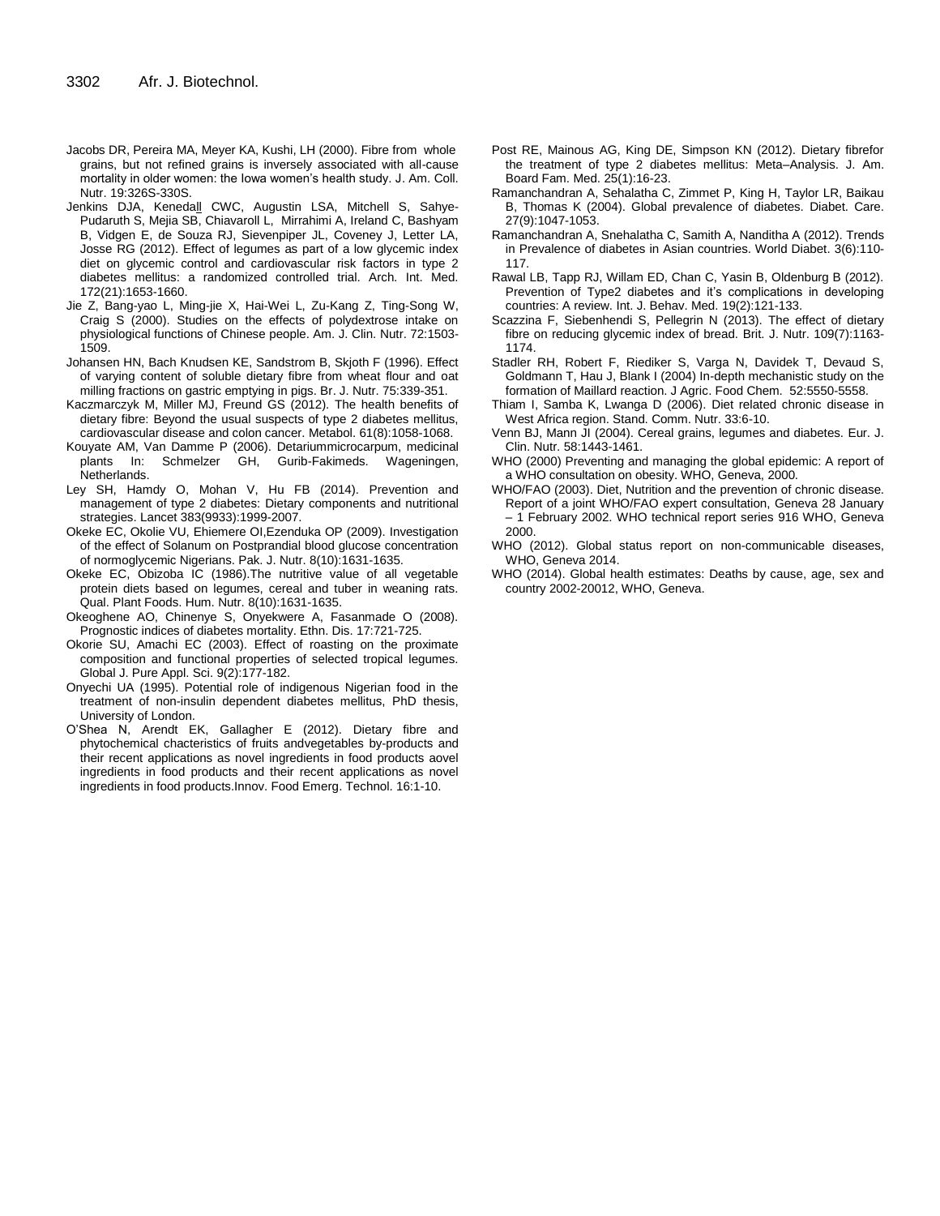Jacobs DR, Pereira MA, Meyer KA, Kushi, LH (2000). Fibre from whole grains, but not refined grains is inversely associated with all-cause mortality in older women: the Iowa women's health study. J. Am. Coll. Nutr. 19:326S-330S.

Jenkins DJA, Kenedall CWC, Augustin LSA, Mitchell S, Sahye-Pudaruth S, Mejia SB, Chiavaroll L, Mirrahimi A, Ireland C, Bashyam B, Vidgen E, de Souza RJ, Sievenpiper JL, Coveney J, Letter LA, Josse RG (2012). Effect of legumes as part of a low glycemic index diet on glycemic control and cardiovascular risk factors in type 2 diabetes mellitus: a randomized controlled trial. Arch. Int. Med. 172(21):1653-1660.

Jie Z, Bang-yao L, Ming-jie X, Hai-Wei L, Zu-Kang Z, Ting-Song W, Craig S (2000). Studies on the effects of polydextrose intake on physiological functions of Chinese people. Am. J. Clin. Nutr. 72:1503-1509.

Johansen HN, Bach Knudsen KE, Sandstrom B, Skjoth F (1996). Effect of varying content of soluble dietary fibre from wheat flour and oat milling fractions on gastric emptying in pigs. Br. J. Nutr. 75:339-351.

Kaczmarczyk M, Miller MJ, Freund GS (2012). The health benefits of dietary fibre: Beyond the usual suspects of type 2 diabetes mellitus, cardiovascular disease and colon cancer. Metabol. 61(8):1058-1068.

Kouyate AM, Van Damme P (2006). Detariummicrocarpum, medicinal plants In: Schmelzer GH, Gurib-Fakimeds. Wageningen, Netherlands.

Ley SH, Hamdy O, Mohan V, Hu FB (2014). Prevention and management of type 2 diabetes: Dietary components and nutritional strategies. Lancet 383(9933):1999-2007.

Okeke EC, Okolie VU, Ehiemere OI,Ezenduka OP (2009). Investigation of the effect of Solanum on Postprandial blood glucose concentration of normoglycemic Nigerians. Pak. J. Nutr. 8(10):1631-1635.

Okeke EC, Obizoba IC (1986).The nutritive value of all vegetable protein diets based on legumes, cereal and tuber in weaning rats. Qual. Plant Foods. Hum. Nutr. 8(10):1631-1635.

Okeoghene AO, Chinenye S, Onyekwere A, Fasanmade O (2008). Prognostic indices of diabetes mortality. Ethn. Dis. 17:721-725.

Okorie SU, Amachi EC (2003). Effect of roasting on the proximate composition and functional properties of selected tropical legumes. Global J. Pure Appl. Sci. 9(2):177-182.

Onyechi UA (1995). Potential role of indigenous Nigerian food in the treatment of non-insulin dependent diabetes mellitus, PhD thesis, University of London.

O'Shea N, Arendt EK, Gallagher E (2012). Dietary fibre and phytochemical chacteristics of fruits andvegetables by-products and their recent applications as novel ingredients in food products aovel ingredients in food products and their recent applications as novel ingredients in food products.Innov. Food Emerg. Technol. 16:1-10.

Post RE, Mainous AG, King DE, Simpson KN (2012). Dietary fibrefor the treatment of type 2 diabetes mellitus: Meta–Analysis. J. Am. Board Fam. Med. 25(1):16-23.

Ramanchandran A, Sehalatha C, Zimmet P, King H, Taylor LR, Baikau B, Thomas K (2004). Global prevalence of diabetes. Diabet. Care. 27(9):1047-1053.

Ramanchandran A, Snehalatha C, Samith A, Nanditha A (2012). Trends in Prevalence of diabetes in Asian countries. World Diabet. 3(6):110-117.

Rawal LB, Tapp RJ, Willam ED, Chan C, Yasin B, Oldenburg B (2012). Prevention of Type2 diabetes and it's complications in developing countries: A review. Int. J. Behav. Med. 19(2):121-133.

Scazzina F, Siebenhendi S, Pellegrin N (2013). The effect of dietary fibre on reducing glycemic index of bread. Brit. J. Nutr. 109(7):1163-1174.

Stadler RH, Robert F, Riediker S, Varga N, Davidek T, Devaud S, Goldmann T, Hau J, Blank I (2004) In-depth mechanistic study on the formation of Maillard reaction. J Agric. Food Chem. 52:5550-5558.

Thiam I, Samba K, Lwanga D (2006). Diet related chronic disease in West Africa region. Stand. Comm. Nutr. 33:6-10.

Venn BJ, Mann JI (2004). Cereal grains, legumes and diabetes. Eur. J. Clin. Nutr. 58:1443-1461.

WHO (2000) Preventing and managing the global epidemic: A report of a WHO consultation on obesity. WHO, Geneva, 2000.

WHO/FAO (2003). Diet, Nutrition and the prevention of chronic disease. Report of a joint WHO/FAO expert consultation, Geneva 28 January – 1 February 2002. WHO technical report series 916 WHO, Geneva 2000.

WHO (2012). Global status report on non-communicable diseases, WHO, Geneva 2014.

WHO (2014). Global health estimates: Deaths by cause, age, sex and country 2002-20012, WHO, Geneva.